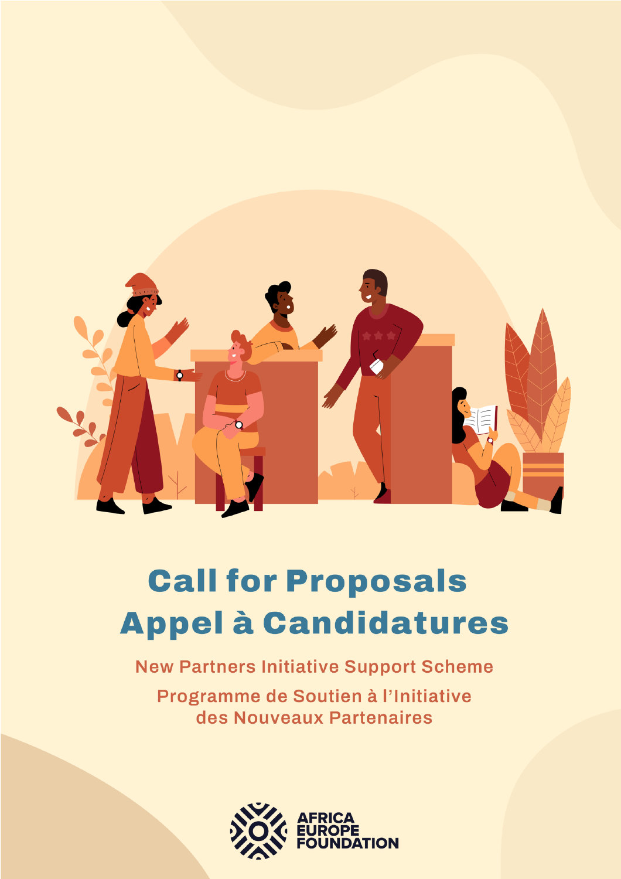# Call for Proposals
# Appel à Candidatures

## New Partners Initiative Support Scheme

## Programme de Soutien à l'Initiative des Nouveaux Partenaires

AFRICA EUROPE FOUNDATION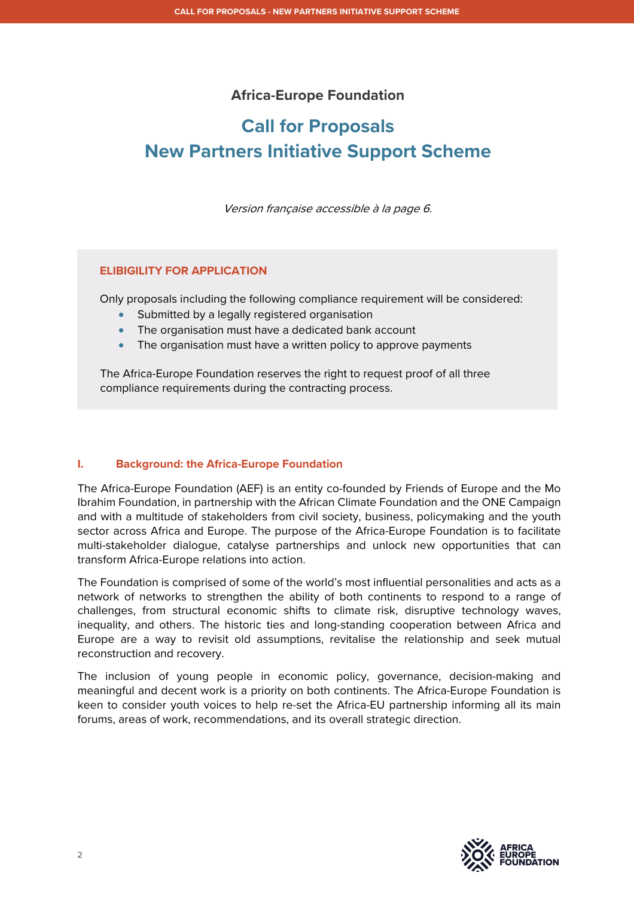**Africa-Europe Foundation**

# Call for Proposals
# New Partners Initiative Support Scheme

*Version française accessible à la page 6.*

**ELIBIGILITY FOR APPLICATION**

Only proposals including the following compliance requirement will be considered:

- Submitted by a legally registered organisation
- The organisation must have a dedicated bank account
- The organisation must have a written policy to approve payments

The Africa-Europe Foundation reserves the right to request proof of all three compliance requirements during the contracting process.

## I. Background: the Africa-Europe Foundation

The Africa-Europe Foundation (AEF) is an entity co-founded by Friends of Europe and the Mo Ibrahim Foundation, in partnership with the African Climate Foundation and the ONE Campaign and with a multitude of stakeholders from civil society, business, policymaking and the youth sector across Africa and Europe. The purpose of the Africa-Europe Foundation is to facilitate multi-stakeholder dialogue, catalyse partnerships and unlock new opportunities that can transform Africa-Europe relations into action.

The Foundation is comprised of some of the world's most influential personalities and acts as a network of networks to strengthen the ability of both continents to respond to a range of challenges, from structural economic shifts to climate risk, disruptive technology waves, inequality, and others. The historic ties and long-standing cooperation between Africa and Europe are a way to revisit old assumptions, revitalise the relationship and seek mutual reconstruction and recovery.

The inclusion of young people in economic policy, governance, decision-making and meaningful and decent work is a priority on both continents. The Africa-Europe Foundation is keen to consider youth voices to help re-set the Africa-EU partnership informing all its main forums, areas of work, recommendations, and its overall strategic direction.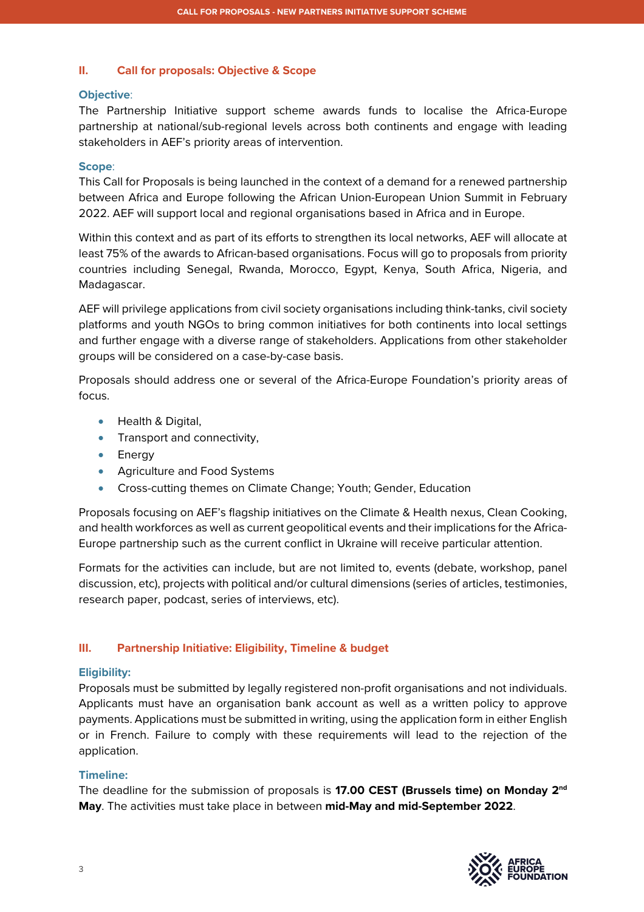## II. Call for proposals: Objective & Scope

**Objective**:

The Partnership Initiative support scheme awards funds to localise the Africa-Europe partnership at national/sub-regional levels across both continents and engage with leading stakeholders in AEF's priority areas of intervention.

**Scope**:

This Call for Proposals is being launched in the context of a demand for a renewed partnership between Africa and Europe following the African Union-European Union Summit in February 2022. AEF will support local and regional organisations based in Africa and in Europe.

Within this context and as part of its efforts to strengthen its local networks, AEF will allocate at least 75% of the awards to African-based organisations. Focus will go to proposals from priority countries including Senegal, Rwanda, Morocco, Egypt, Kenya, South Africa, Nigeria, and Madagascar.

AEF will privilege applications from civil society organisations including think-tanks, civil society platforms and youth NGOs to bring common initiatives for both continents into local settings and further engage with a diverse range of stakeholders. Applications from other stakeholder groups will be considered on a case-by-case basis.

Proposals should address one or several of the Africa-Europe Foundation's priority areas of focus.

- Health & Digital,
- Transport and connectivity,
- Energy
- Agriculture and Food Systems
- Cross-cutting themes on Climate Change; Youth; Gender, Education

Proposals focusing on AEF's flagship initiatives on the Climate & Health nexus, Clean Cooking, and health workforces as well as current geopolitical events and their implications for the Africa-Europe partnership such as the current conflict in Ukraine will receive particular attention.

Formats for the activities can include, but are not limited to, events (debate, workshop, panel discussion, etc), projects with political and/or cultural dimensions (series of articles, testimonies, research paper, podcast, series of interviews, etc).

## III. Partnership Initiative: Eligibility, Timeline & budget

**Eligibility:**

Proposals must be submitted by legally registered non-profit organisations and not individuals. Applicants must have an organisation bank account as well as a written policy to approve payments. Applications must be submitted in writing, using the application form in either English or in French. Failure to comply with these requirements will lead to the rejection of the application.

**Timeline:**

The deadline for the submission of proposals is **17.00 CEST (Brussels time) on Monday 2nd May**. The activities must take place in between **mid-May and mid-September 2022**.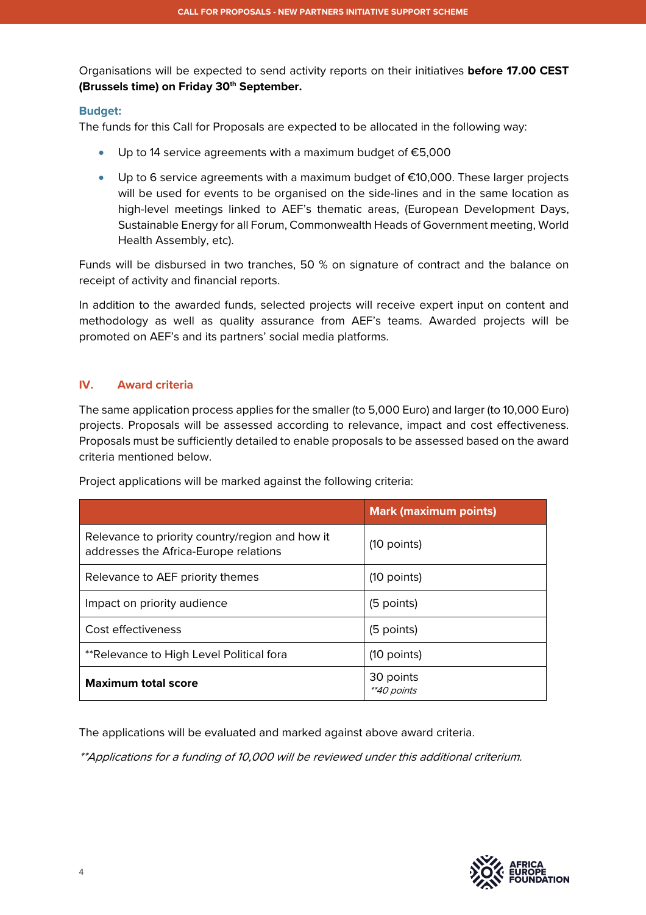Organisations will be expected to send activity reports on their initiatives **before 17.00 CEST (Brussels time) on Friday 30th September.**

**Budget:**

The funds for this Call for Proposals are expected to be allocated in the following way:

- Up to 14 service agreements with a maximum budget of €5,000
- Up to 6 service agreements with a maximum budget of €10,000. These larger projects will be used for events to be organised on the side-lines and in the same location as high-level meetings linked to AEF's thematic areas, (European Development Days, Sustainable Energy for all Forum, Commonwealth Heads of Government meeting, World Health Assembly, etc).

Funds will be disbursed in two tranches, 50 % on signature of contract and the balance on receipt of activity and financial reports.

In addition to the awarded funds, selected projects will receive expert input on content and methodology as well as quality assurance from AEF's teams. Awarded projects will be promoted on AEF's and its partners' social media platforms.

## IV. Award criteria

The same application process applies for the smaller (to 5,000 Euro) and larger (to 10,000 Euro) projects. Proposals will be assessed according to relevance, impact and cost effectiveness. Proposals must be sufficiently detailed to enable proposals to be assessed based on the award criteria mentioned below.

Project applications will be marked against the following criteria:

| | Mark (maximum points) |
|---|---|
| Relevance to priority country/region and how it addresses the Africa-Europe relations | (10 points) |
| Relevance to AEF priority themes | (10 points) |
| Impact on priority audience | (5 points) |
| Cost effectiveness | (5 points) |
| **Relevance to High Level Political fora | (10 points) |
| **Maximum total score** | 30 points *\*\*40 points* |

The applications will be evaluated and marked against above award criteria.

*\*\*Applications for a funding of 10,000 will be reviewed under this additional criterium.*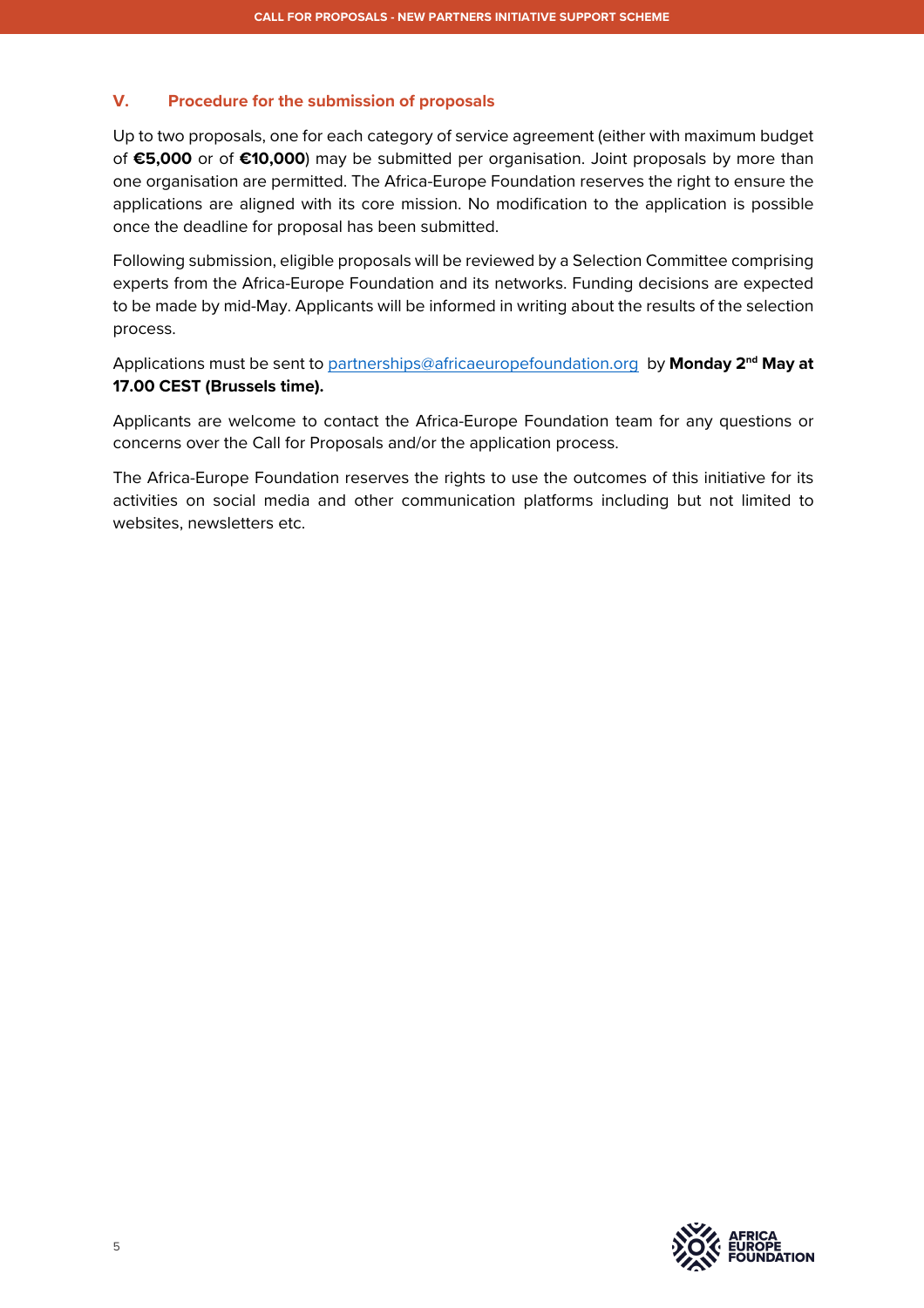## V. Procedure for the submission of proposals

Up to two proposals, one for each category of service agreement (either with maximum budget of **€5,000** or of **€10,000**) may be submitted per organisation. Joint proposals by more than one organisation are permitted. The Africa-Europe Foundation reserves the right to ensure the applications are aligned with its core mission. No modification to the application is possible once the deadline for proposal has been submitted.

Following submission, eligible proposals will be reviewed by a Selection Committee comprising experts from the Africa-Europe Foundation and its networks. Funding decisions are expected to be made by mid-May. Applicants will be informed in writing about the results of the selection process.

Applications must be sent to partnerships@africaeuropefoundation.org by **Monday 2nd May at 17.00 CEST (Brussels time).**

Applicants are welcome to contact the Africa-Europe Foundation team for any questions or concerns over the Call for Proposals and/or the application process.

The Africa-Europe Foundation reserves the rights to use the outcomes of this initiative for its activities on social media and other communication platforms including but not limited to websites, newsletters etc.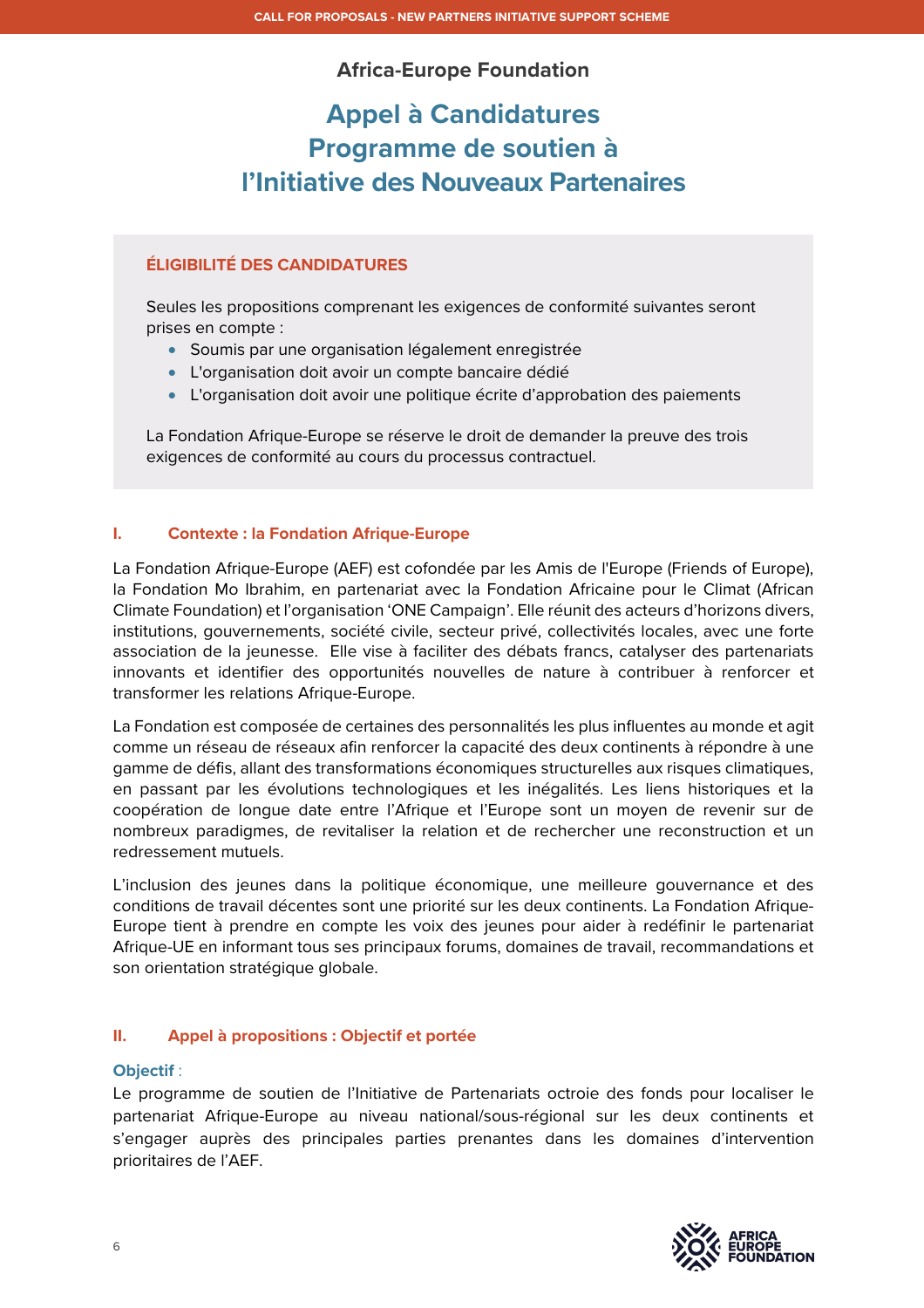Africa-Europe Foundation

# Appel à Candidatures Programme de soutien à l'Initiative des Nouveaux Partenaires

### ÉLIGIBILITÉ DES CANDIDATURES

Seules les propositions comprenant les exigences de conformité suivantes seront prises en compte :

- Soumis par une organisation légalement enregistrée
- L'organisation doit avoir un compte bancaire dédié
- L'organisation doit avoir une politique écrite d'approbation des paiements

La Fondation Afrique-Europe se réserve le droit de demander la preuve des trois exigences de conformité au cours du processus contractuel.

## I. Contexte : la Fondation Afrique-Europe

La Fondation Afrique-Europe (AEF) est cofondée par les Amis de l'Europe (Friends of Europe), la Fondation Mo Ibrahim, en partenariat avec la Fondation Africaine pour le Climat (African Climate Foundation) et l'organisation 'ONE Campaign'. Elle réunit des acteurs d'horizons divers, institutions, gouvernements, société civile, secteur privé, collectivités locales, avec une forte association de la jeunesse. Elle vise à faciliter des débats francs, catalyser des partenariats innovants et identifier des opportunités nouvelles de nature à contribuer à renforcer et transformer les relations Afrique-Europe.

La Fondation est composée de certaines des personnalités les plus influentes au monde et agit comme un réseau de réseaux afin renforcer la capacité des deux continents à répondre à une gamme de défis, allant des transformations économiques structurelles aux risques climatiques, en passant par les évolutions technologiques et les inégalités. Les liens historiques et la coopération de longue date entre l'Afrique et l'Europe sont un moyen de revenir sur de nombreux paradigmes, de revitaliser la relation et de rechercher une reconstruction et un redressement mutuels.

L'inclusion des jeunes dans la politique économique, une meilleure gouvernance et des conditions de travail décentes sont une priorité sur les deux continents. La Fondation Afrique-Europe tient à prendre en compte les voix des jeunes pour aider à redéfinir le partenariat Afrique-UE en informant tous ses principaux forums, domaines de travail, recommandations et son orientation stratégique globale.

## II. Appel à propositions : Objectif et portée

**Objectif** :

Le programme de soutien de l'Initiative de Partenariats octroie des fonds pour localiser le partenariat Afrique-Europe au niveau national/sous-régional sur les deux continents et s'engager auprès des principales parties prenantes dans les domaines d'intervention prioritaires de l'AEF.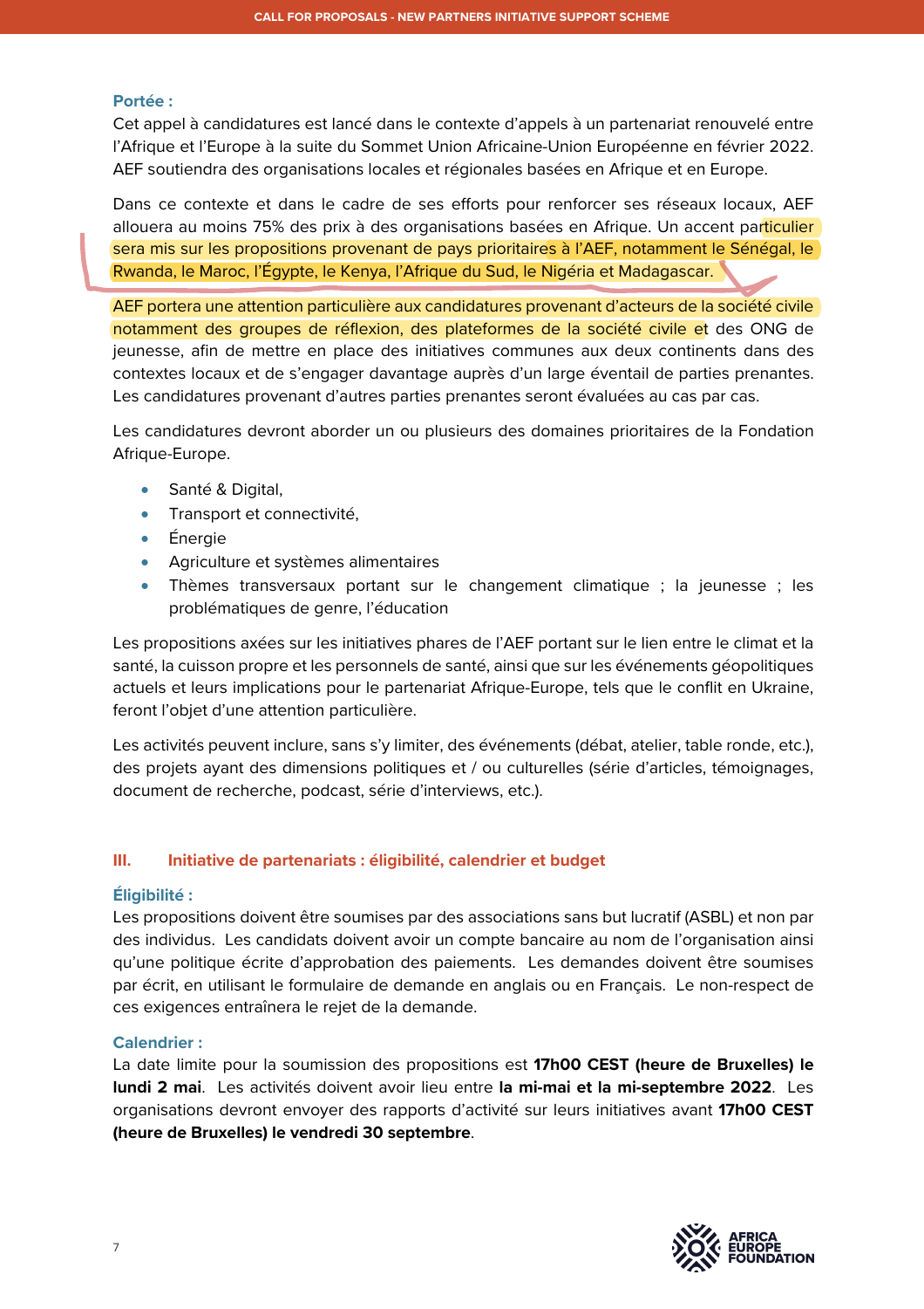**Portée :**
Cet appel à candidatures est lancé dans le contexte d'appels à un partenariat renouvelé entre l'Afrique et l'Europe à la suite du Sommet Union Africaine-Union Européenne en février 2022. AEF soutiendra des organisations locales et régionales basées en Afrique et en Europe.

Dans ce contexte et dans le cadre de ses efforts pour renforcer ses réseaux locaux, AEF allouera au moins 75% des prix à des organisations basées en Afrique. Un accent particulier sera mis sur les propositions provenant de pays prioritaires à l'AEF, notamment le Sénégal, le Rwanda, le Maroc, l'Égypte, le Kenya, l'Afrique du Sud, le Nigéria et Madagascar.

AEF portera une attention particulière aux candidatures provenant d'acteurs de la société civile notamment des groupes de réflexion, des plateformes de la société civile et des ONG de jeunesse, afin de mettre en place des initiatives communes aux deux continents dans des contextes locaux et de s'engager davantage auprès d'un large éventail de parties prenantes. Les candidatures provenant d'autres parties prenantes seront évaluées au cas par cas.

Les candidatures devront aborder un ou plusieurs des domaines prioritaires de la Fondation Afrique-Europe.

- Santé & Digital,
- Transport et connectivité,
- Énergie
- Agriculture et systèmes alimentaires
- Thèmes transversaux portant sur le changement climatique ; la jeunesse ; les problématiques de genre, l'éducation

Les propositions axées sur les initiatives phares de l'AEF portant sur le lien entre le climat et la santé, la cuisson propre et les personnels de santé, ainsi que sur les événements géopolitiques actuels et leurs implications pour le partenariat Afrique-Europe, tels que le conflit en Ukraine, feront l'objet d'une attention particulière.

Les activités peuvent inclure, sans s'y limiter, des événements (débat, atelier, table ronde, etc.), des projets ayant des dimensions politiques et / ou culturelles (série d'articles, témoignages, document de recherche, podcast, série d'interviews, etc.).

## III. Initiative de partenariats : éligibilité, calendrier et budget

**Éligibilité :**
Les propositions doivent être soumises par des associations sans but lucratif (ASBL) et non par des individus. Les candidats doivent avoir un compte bancaire au nom de l'organisation ainsi qu'une politique écrite d'approbation des paiements. Les demandes doivent être soumises par écrit, en utilisant le formulaire de demande en anglais ou en Français. Le non-respect de ces exigences entraînera le rejet de la demande.

**Calendrier :**
La date limite pour la soumission des propositions est **17h00 CEST (heure de Bruxelles) le lundi 2 mai**. Les activités doivent avoir lieu entre **la mi-mai et la mi-septembre 2022**. Les organisations devront envoyer des rapports d'activité sur leurs initiatives avant **17h00 CEST (heure de Bruxelles) le vendredi 30 septembre**.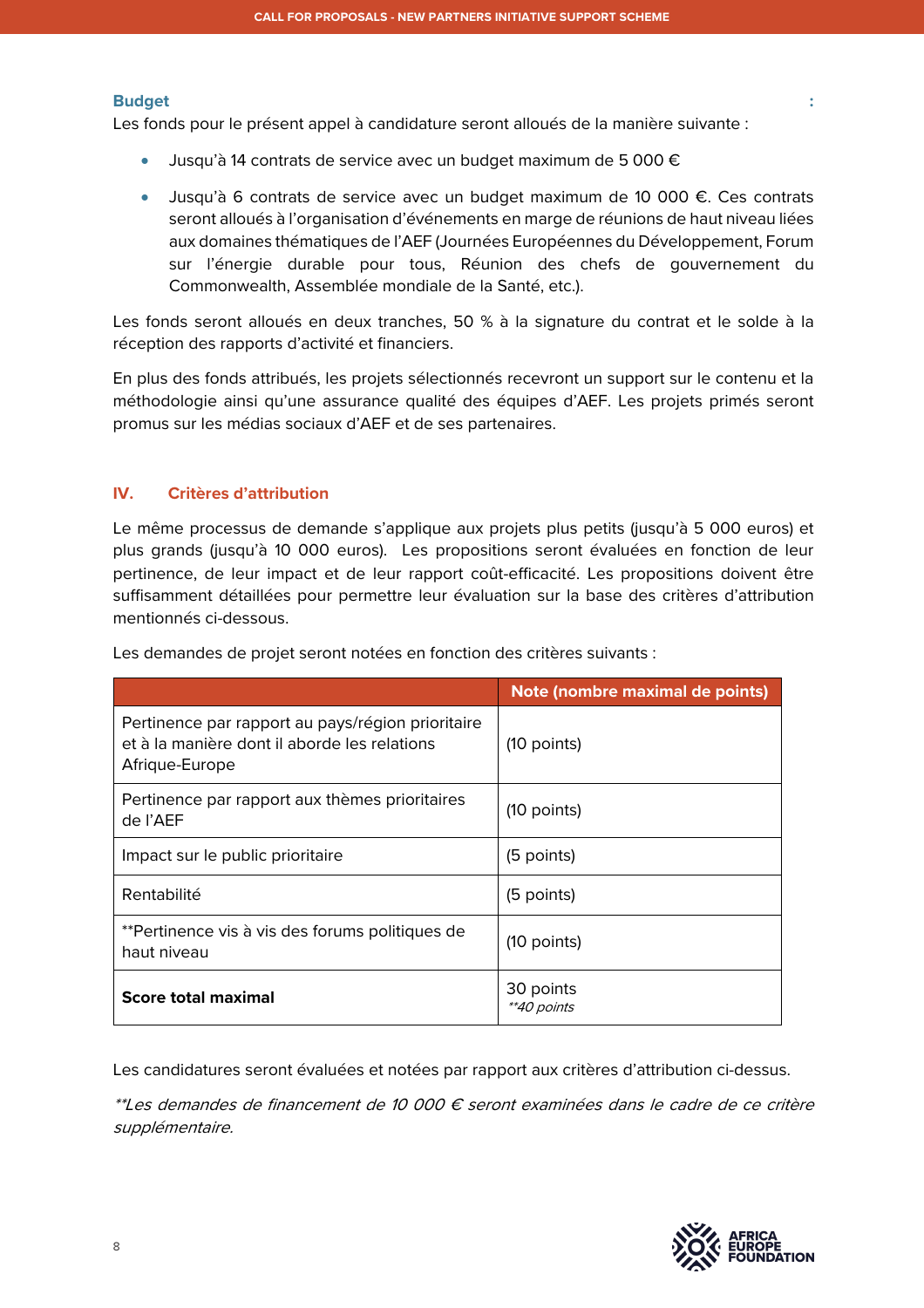### Budget :

Les fonds pour le présent appel à candidature seront alloués de la manière suivante :

- Jusqu'à 14 contrats de service avec un budget maximum de 5 000 €
- Jusqu'à 6 contrats de service avec un budget maximum de 10 000 €. Ces contrats seront alloués à l'organisation d'événements en marge de réunions de haut niveau liées aux domaines thématiques de l'AEF (Journées Européennes du Développement, Forum sur l'énergie durable pour tous, Réunion des chefs de gouvernement du Commonwealth, Assemblée mondiale de la Santé, etc.).

Les fonds seront alloués en deux tranches, 50 % à la signature du contrat et le solde à la réception des rapports d'activité et financiers.

En plus des fonds attribués, les projets sélectionnés recevront un support sur le contenu et la méthodologie ainsi qu'une assurance qualité des équipes d'AEF. Les projets primés seront promus sur les médias sociaux d'AEF et de ses partenaires.

## IV. Critères d'attribution

Le même processus de demande s'applique aux projets plus petits (jusqu'à 5 000 euros) et plus grands (jusqu'à 10 000 euros). Les propositions seront évaluées en fonction de leur pertinence, de leur impact et de leur rapport coût-efficacité. Les propositions doivent être suffisamment détaillées pour permettre leur évaluation sur la base des critères d'attribution mentionnés ci-dessous.

Les demandes de projet seront notées en fonction des critères suivants :

| | Note (nombre maximal de points) |
|---|---|
| Pertinence par rapport au pays/région prioritaire et à la manière dont il aborde les relations Afrique-Europe | (10 points) |
| Pertinence par rapport aux thèmes prioritaires de l'AEF | (10 points) |
| Impact sur le public prioritaire | (5 points) |
| Rentabilité | (5 points) |
| **Pertinence vis à vis des forums politiques de haut niveau | (10 points) |
| **Score total maximal** | 30 points *\*\*40 points* |

Les candidatures seront évaluées et notées par rapport aux critères d'attribution ci-dessus.

*\*\*Les demandes de financement de 10 000 € seront examinées dans le cadre de ce critère supplémentaire.*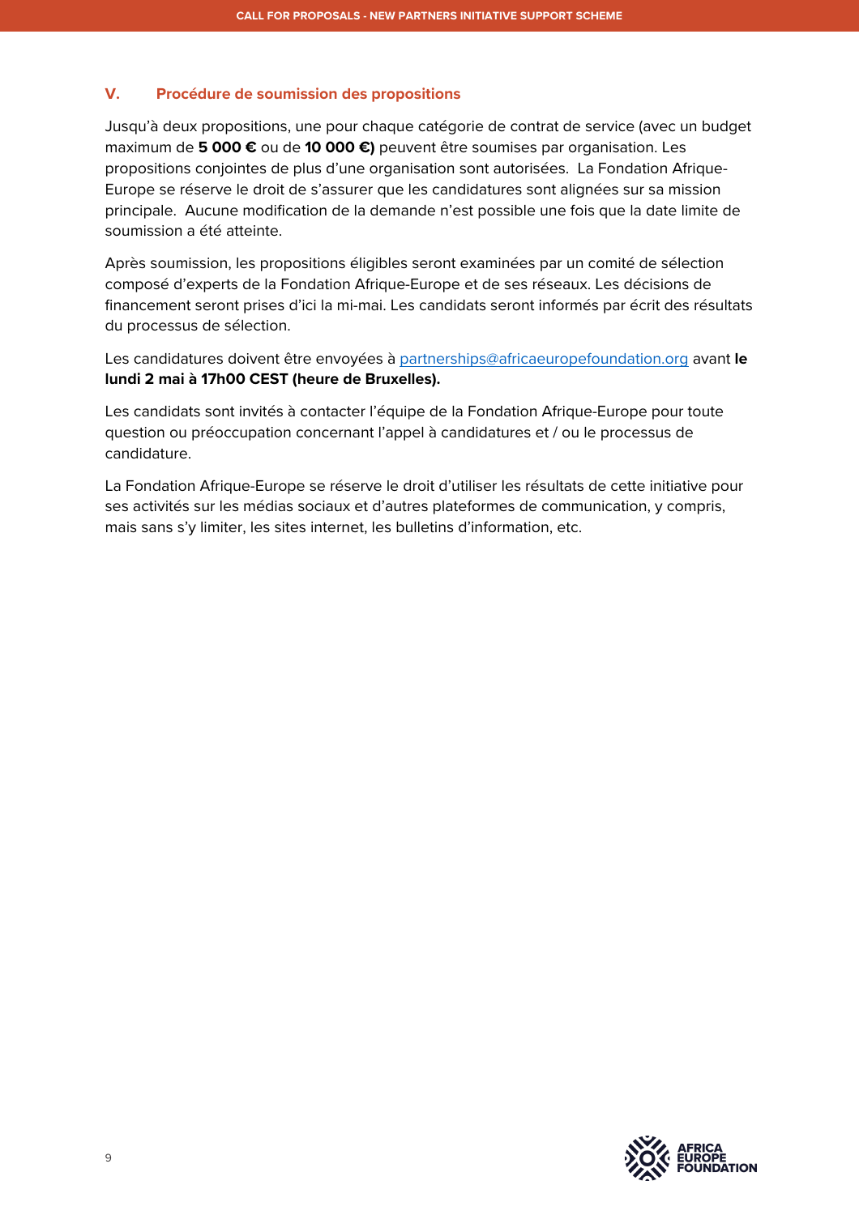## V. Procédure de soumission des propositions

Jusqu'à deux propositions, une pour chaque catégorie de contrat de service (avec un budget maximum de **5 000 €** ou de **10 000 €)** peuvent être soumises par organisation. Les propositions conjointes de plus d'une organisation sont autorisées. La Fondation Afrique-Europe se réserve le droit de s'assurer que les candidatures sont alignées sur sa mission principale. Aucune modification de la demande n'est possible une fois que la date limite de soumission a été atteinte.

Après soumission, les propositions éligibles seront examinées par un comité de sélection composé d'experts de la Fondation Afrique-Europe et de ses réseaux. Les décisions de financement seront prises d'ici la mi-mai. Les candidats seront informés par écrit des résultats du processus de sélection.

Les candidatures doivent être envoyées à partnerships@africaeuropefoundation.org avant **le lundi 2 mai à 17h00 CEST (heure de Bruxelles).**

Les candidats sont invités à contacter l'équipe de la Fondation Afrique-Europe pour toute question ou préoccupation concernant l'appel à candidatures et / ou le processus de candidature.

La Fondation Afrique-Europe se réserve le droit d'utiliser les résultats de cette initiative pour ses activités sur les médias sociaux et d'autres plateformes de communication, y compris, mais sans s'y limiter, les sites internet, les bulletins d'information, etc.